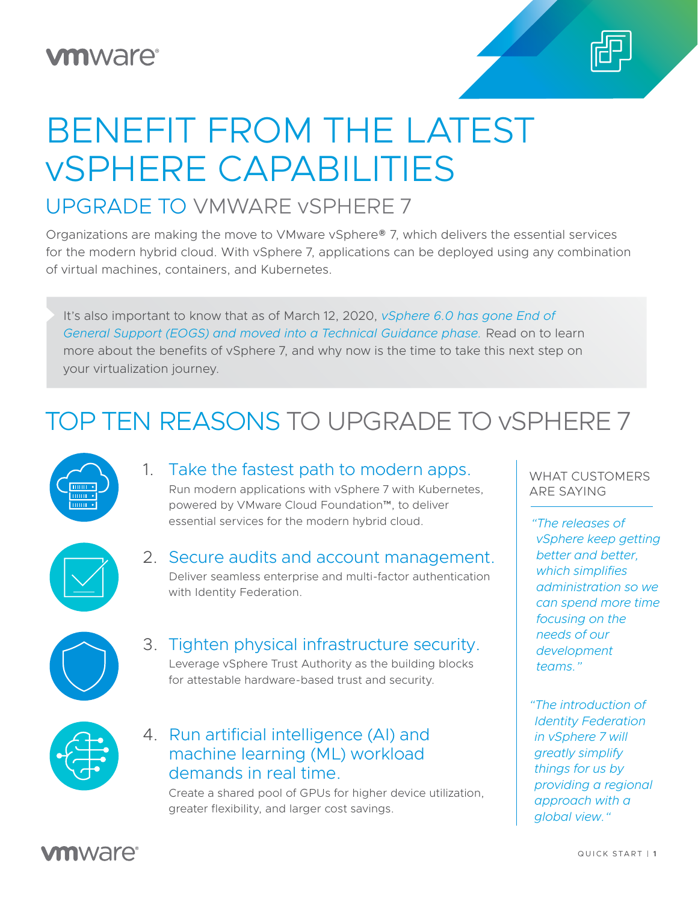# BENEFIT FROM THE LATEST vSPHERE CAPABILITIES

## UPGRADE TO VMWARE vSPHERE 7

Organizations are making the move to VMware vSphere® 7, which delivers the essential services for the modern hybrid cloud. With vSphere 7, applications can be deployed using any combination of virtual machines, containers, and Kubernetes.

It's also important to know that as of March 12, 2020, *vSphere 6.0 has gone End of General Support (EOGS) and moved into a Technical Guidance phase.* Read on to learn more about the benefits of vSphere 7, and why now is the time to take this next step on your virtualization journey.

## TOP TEN REASONS TO UPGRADE TO vSPHERE 7

1. **Take the fastest path to modern apps.**
   Run modern applications with vSphere 7 with Kubernetes, powered by VMware Cloud Foundation™, to deliver essential services for the modern hybrid cloud.

2. **Secure audits and account management.**
   Deliver seamless enterprise and multi-factor authentication with Identity Federation.

3. **Tighten physical infrastructure security.**
   Leverage vSphere Trust Authority as the building blocks for attestable hardware-based trust and security.

4. **Run artificial intelligence (AI) and machine learning (ML) workload demands in real time.**
   Create a shared pool of GPUs for higher device utilization, greater flexibility, and larger cost savings.

### WHAT CUSTOMERS ARE SAYING

*"The releases of vSphere keep getting better and better, which simplifies administration so we can spend more time focusing on the needs of our development teams."*

*"The introduction of Identity Federation in vSphere 7 will greatly simplify things for us by providing a regional approach with a global view."*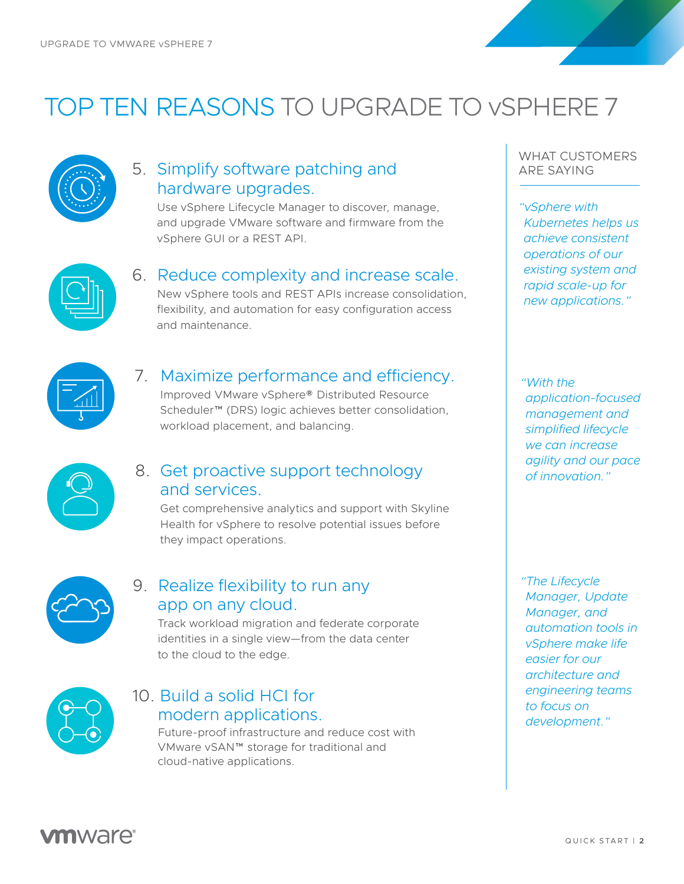# TOP TEN REASONS TO UPGRADE TO vSPHERE 7

5. **Simplify software patching and hardware upgrades.**
   Use vSphere Lifecycle Manager to discover, manage, and upgrade VMware software and firmware from the vSphere GUI or a REST API.

6. **Reduce complexity and increase scale.**
   New vSphere tools and REST APIs increase consolidation, flexibility, and automation for easy configuration access and maintenance.

7. **Maximize performance and efficiency.**
   Improved VMware vSphere® Distributed Resource Scheduler™ (DRS) logic achieves better consolidation, workload placement, and balancing.

8. **Get proactive support technology and services.**
   Get comprehensive analytics and support with Skyline Health for vSphere to resolve potential issues before they impact operations.

9. **Realize flexibility to run any app on any cloud.**
   Track workload migration and federate corporate identities in a single view—from the data center to the cloud to the edge.

10. **Build a solid HCI for modern applications.**
    Future-proof infrastructure and reduce cost with VMware vSAN™ storage for traditional and cloud-native applications.

## WHAT CUSTOMERS ARE SAYING

*“vSphere with Kubernetes helps us achieve consistent operations of our existing system and rapid scale-up for new applications.”*

*“With the application-focused management and simplified lifecycle we can increase agility and our pace of innovation.”*

*“The Lifecycle Manager, Update Manager, and automation tools in vSphere make life easier for our architecture and engineering teams to focus on development.”*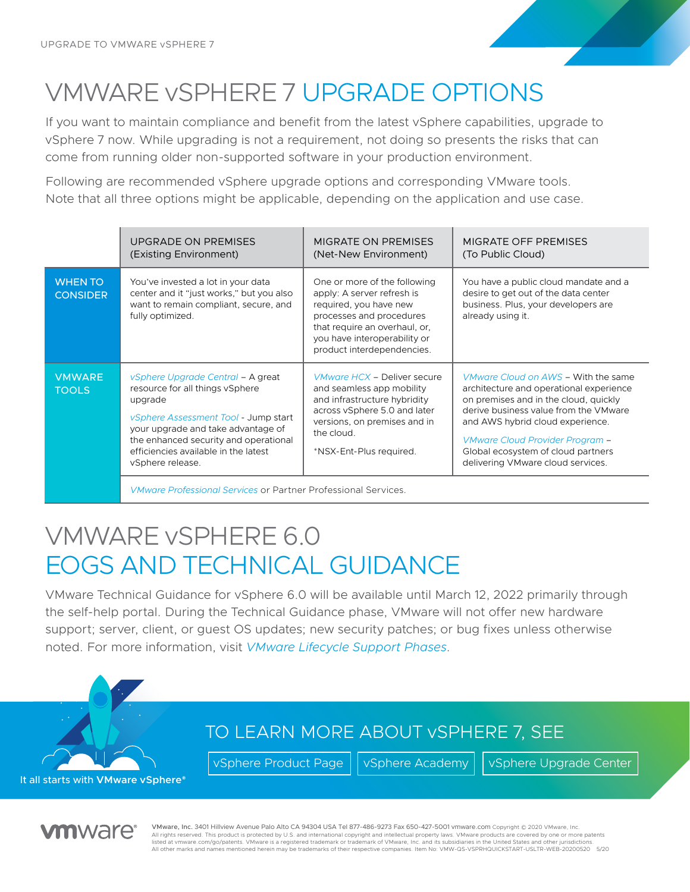# VMWARE vSPHERE 7 UPGRADE OPTIONS

If you want to maintain compliance and benefit from the latest vSphere capabilities, upgrade to vSphere 7 now. While upgrading is not a requirement, not doing so presents the risks that can come from running older non-supported software in your production environment.

Following are recommended vSphere upgrade options and corresponding VMware tools. Note that all three options might be applicable, depending on the application and use case.

| | UPGRADE ON PREMISES (Existing Environment) | MIGRATE ON PREMISES (Net-New Environment) | MIGRATE OFF PREMISES (To Public Cloud) |
|---|---|---|---|
| WHEN TO CONSIDER | You've invested a lot in your data center and it "just works," but you also want to remain compliant, secure, and fully optimized. | One or more of the following apply: A server refresh is required, you have new processes and procedures that require an overhaul, or, you have interoperability or product interdependencies. | You have a public cloud mandate and a desire to get out of the data center business. Plus, your developers are already using it. |
| VMWARE TOOLS | *vSphere Upgrade Central* – A great resource for all things vSphere upgrade<br><br>*vSphere Assessment Tool* - Jump start your upgrade and take advantage of the enhanced security and operational efficiencies available in the latest vSphere release. | *VMware HCX* – Deliver secure and seamless app mobility and infrastructure hybridity across vSphere 5.0 and later versions, on premises and in the cloud.<br><br>*NSX-Ent-Plus required. | *VMware Cloud on AWS* – With the same architecture and operational experience on premises and in the cloud, quickly derive business value from the VMware and AWS hybrid cloud experience.<br><br>*VMware Cloud Provider Program* – Global ecosystem of cloud partners delivering VMware cloud services. |
| | *VMware Professional Services* or Partner Professional Services. | | |

# VMWARE vSPHERE 6.0 EOGS AND TECHNICAL GUIDANCE

VMware Technical Guidance for vSphere 6.0 will be available until March 12, 2022 primarily through the self-help portal. During the Technical Guidance phase, VMware will not offer new hardware support; server, client, or guest OS updates; new security patches; or bug fixes unless otherwise noted. For more information, visit *VMware Lifecycle Support Phases*.

It all starts with **VMware vSphere®**

## TO LEARN MORE ABOUT vSPHERE 7, SEE

vSphere Product Page | vSphere Academy | vSphere Upgrade Center

**VMware, Inc.** 3401 Hillview Avenue Palo Alto CA 94304 USA Tel 877-486-9273 Fax 650-427-5001 vmware.com Copyright © 2020 VMware, Inc. All rights reserved. This product is protected by U.S. and international copyright and intellectual property laws. VMware products are covered by one or more patents listed at vmware.com/go/patents. VMware is a registered trademark or trademark of VMware, Inc. and its subsidiaries in the United States and other jurisdictions. All other marks and names mentioned herein may be trademarks of their respective companies. Item No: VMW-QS-VSPRHQUICKSTART-USLTR-WEB-20200520 5/20